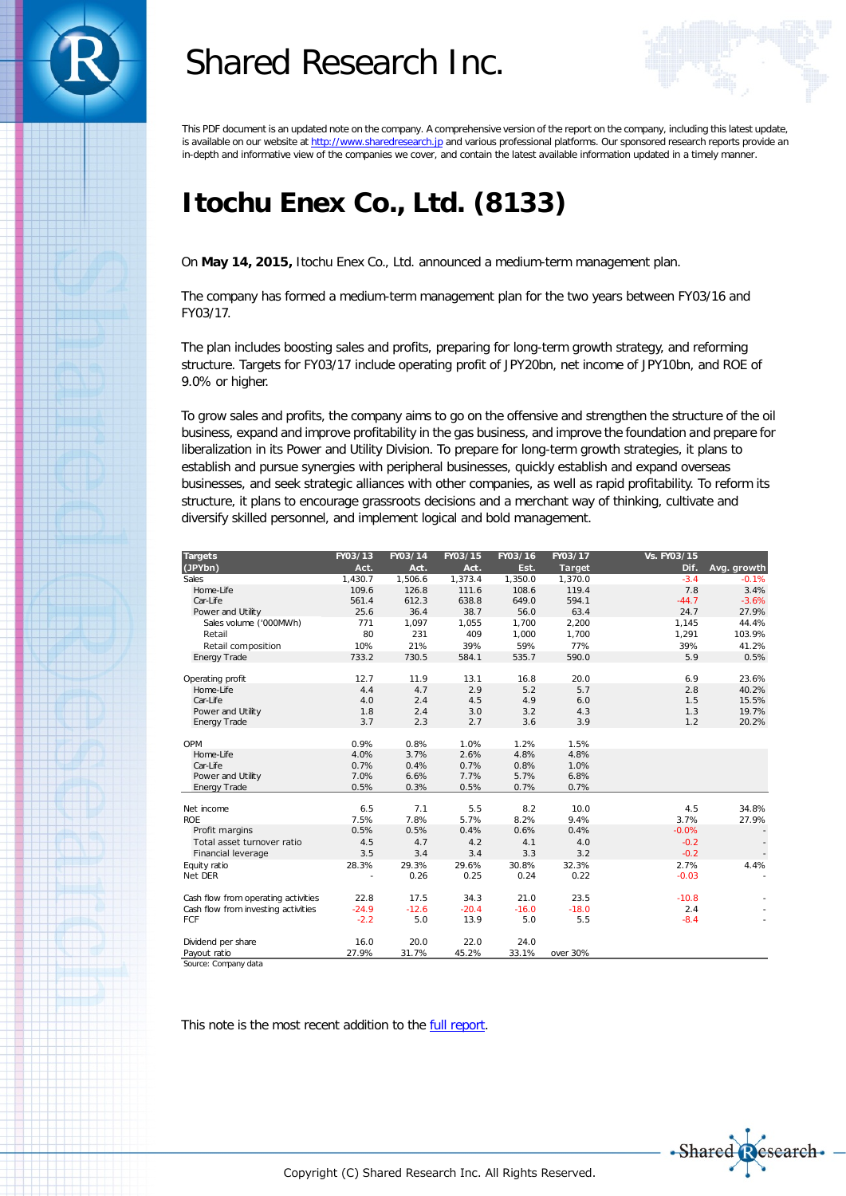# Shared Research Inc.

This PDF document is an updated note on the company. A comprehensive version of the report on the company, including this latest update, is available on our website at http://www.sharedresearch.jp and various professional platforms. Our sponsored research reports provide an in-depth and informative view of the companies we cover, and contain the latest available information updated in a timely manner.

# Itochu Enex Co., Ltd. (8133)

On **May 14, 2015,** Itochu Enex Co., Ltd. announced a medium-term management plan.

The company has formed a medium-term management plan for the two years between FY03/16 and FY03/17.

The plan includes boosting sales and profits, preparing for long-term growth strategy, and reforming structure. Targets for FY03/17 include operating profit of JPY20bn, net income of JPY10bn, and ROE of 9.0% or higher.

To grow sales and profits, the company aims to go on the offensive and strengthen the structure of the oil business, expand and improve profitability in the gas business, and improve the foundation and prepare for liberalization in its Power and Utility Division. To prepare for long-term growth strategies, it plans to establish and pursue synergies with peripheral businesses, quickly establish and expand overseas businesses, and seek strategic alliances with other companies, as well as rapid profitability. To reform its structure, it plans to encourage grassroots decisions and a merchant way of thinking, cultivate and diversify skilled personnel, and implement logical and bold management.

| Targets | FY03/13 | FY03/14 | FY03/15 | FY03/16 | FY03/17 | Vs. FY03/15 | |
|---|---|---|---|---|---|---|---|
| (JPYbn) | Act. | Act. | Act. | Est. | Target | Dif. | Avg. growth |
| Sales | 1,430.7 | 1,506.6 | 1,373.4 | 1,350.0 | 1,370.0 | -3.4 | -0.1% |
| Home-Life | 109.6 | 126.8 | 111.6 | 108.6 | 119.4 | 7.8 | 3.4% |
| Car-Life | 561.4 | 612.3 | 638.8 | 649.0 | 594.1 | -44.7 | -3.6% |
| Power and Utility | 25.6 | 36.4 | 38.7 | 56.0 | 63.4 | 24.7 | 27.9% |
| Sales volume ('000MWh) | 771 | 1,097 | 1,055 | 1,700 | 2,200 | 1,145 | 44.4% |
| Retail | 80 | 231 | 409 | 1,000 | 1,700 | 1,291 | 103.9% |
| Retail composition | 10% | 21% | 39% | 59% | 77% | 39% | 41.2% |
| Energy Trade | 733.2 | 730.5 | 584.1 | 535.7 | 590.0 | 5.9 | 0.5% |
| | | | | | | | |
| Operating profit | 12.7 | 11.9 | 13.1 | 16.8 | 20.0 | 6.9 | 23.6% |
| Home-Life | 4.4 | 4.7 | 2.9 | 5.2 | 5.7 | 2.8 | 40.2% |
| Car-Life | 4.0 | 2.4 | 4.5 | 4.9 | 6.0 | 1.5 | 15.5% |
| Power and Utility | 1.8 | 2.4 | 3.0 | 3.2 | 4.3 | 1.3 | 19.7% |
| Energy Trade | 3.7 | 2.3 | 2.7 | 3.6 | 3.9 | 1.2 | 20.2% |
| | | | | | | | |
| OPM | 0.9% | 0.8% | 1.0% | 1.2% | 1.5% | | |
| Home-Life | 4.0% | 3.7% | 2.6% | 4.8% | 4.8% | | |
| Car-Life | 0.7% | 0.4% | 0.7% | 0.8% | 1.0% | | |
| Power and Utility | 7.0% | 6.6% | 7.7% | 5.7% | 6.8% | | |
| Energy Trade | 0.5% | 0.3% | 0.5% | 0.7% | 0.7% | | |
| | | | | | | | |
| Net income | 6.5 | 7.1 | 5.5 | 8.2 | 10.0 | 4.5 | 34.8% |
| ROE | 7.5% | 7.8% | 5.7% | 8.2% | 9.4% | 3.7% | 27.9% |
| Profit margins | 0.5% | 0.5% | 0.4% | 0.6% | 0.4% | -0.0% | - |
| Total asset turnover ratio | 4.5 | 4.7 | 4.2 | 4.1 | 4.0 | -0.2 | - |
| Financial leverage | 3.5 | 3.4 | 3.4 | 3.3 | 3.2 | -0.2 | - |
| Equity ratio | 28.3% | 29.3% | 29.6% | 30.8% | 32.3% | 2.7% | 4.4% |
| Net DER | - | 0.26 | 0.25 | 0.24 | 0.22 | -0.03 | - |
| | | | | | | | |
| Cash flow from operating activities | 22.8 | 17.5 | 34.3 | 21.0 | 23.5 | -10.8 | - |
| Cash flow from investing activities | -24.9 | -12.6 | -20.4 | -16.0 | -18.0 | 2.4 | - |
| FCF | -2.2 | 5.0 | 13.9 | 5.0 | 5.5 | -8.4 | - |
| | | | | | | | |
| Dividend per share | 16.0 | 20.0 | 22.0 | 24.0 | | | |
| Payout ratio | 27.9% | 31.7% | 45.2% | 33.1% | over 30% | | |

Source: Company data

This note is the most recent addition to the full report.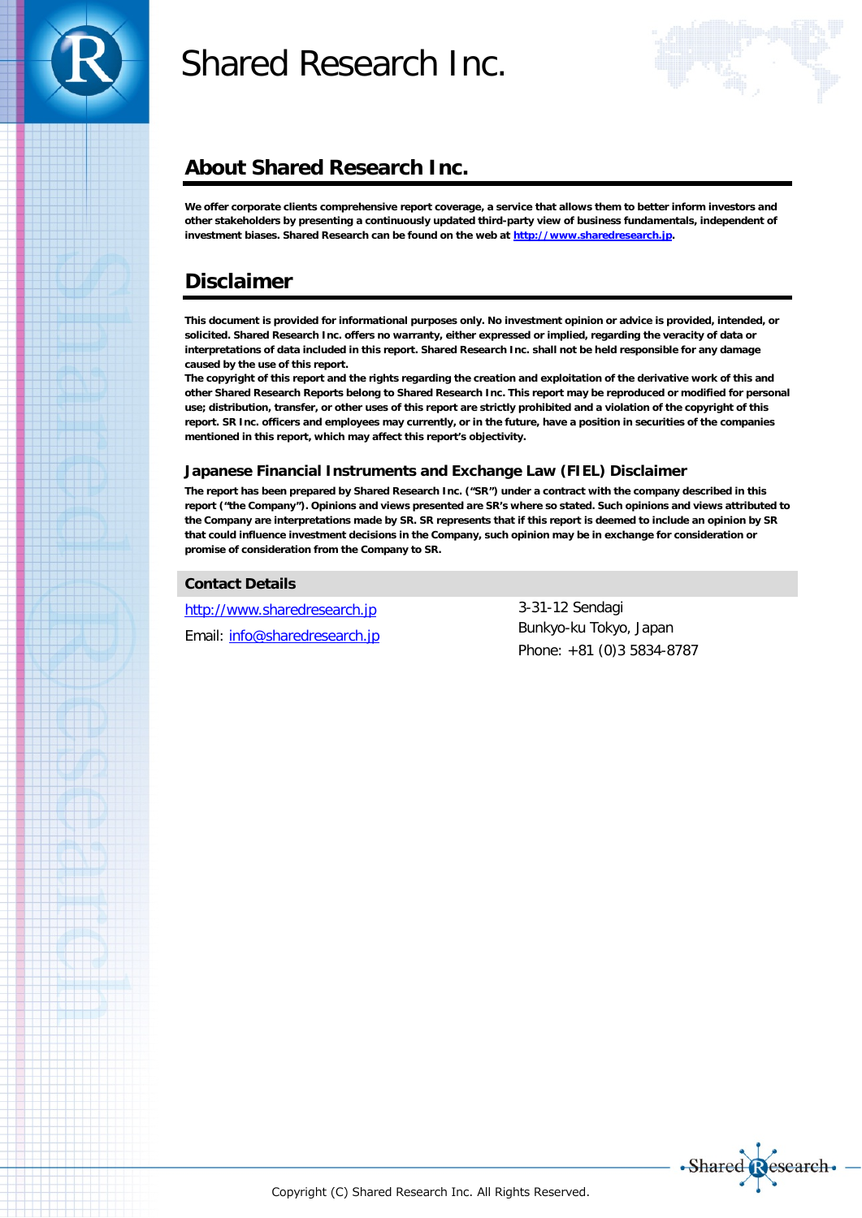# Shared Research Inc.

## About Shared Research Inc.

**We offer corporate clients comprehensive report coverage, a service that allows them to better inform investors and other stakeholders by presenting a continuously updated third-party view of business fundamentals, independent of investment biases. Shared Research can be found on the web at http://www.sharedresearch.jp.**

## Disclaimer

**This document is provided for informational purposes only. No investment opinion or advice is provided, intended, or solicited. Shared Research Inc. offers no warranty, either expressed or implied, regarding the veracity of data or interpretations of data included in this report. Shared Research Inc. shall not be held responsible for any damage caused by the use of this report.**
**The copyright of this report and the rights regarding the creation and exploitation of the derivative work of this and other Shared Research Reports belong to Shared Research Inc. This report may be reproduced or modified for personal use; distribution, transfer, or other uses of this report are strictly prohibited and a violation of the copyright of this report. SR Inc. officers and employees may currently, or in the future, have a position in securities of the companies mentioned in this report, which may affect this report's objectivity.**

### Japanese Financial Instruments and Exchange Law (FIEL) Disclaimer

**The report has been prepared by Shared Research Inc. ("SR") under a contract with the company described in this report ("the Company"). Opinions and views presented are SR's where so stated. Such opinions and views attributed to the Company are interpretations made by SR. SR represents that if this report is deemed to include an opinion by SR that could influence investment decisions in the Company, such opinion may be in exchange for consideration or promise of consideration from the Company to SR.**

### Contact Details

http://www.sharedresearch.jp

Email: info@sharedresearch.jp

3-31-12 Sendagi
Bunkyo-ku Tokyo, Japan
Phone: +81 (0)3 5834-8787

Copyright (C) Shared Research Inc. All Rights Reserved.